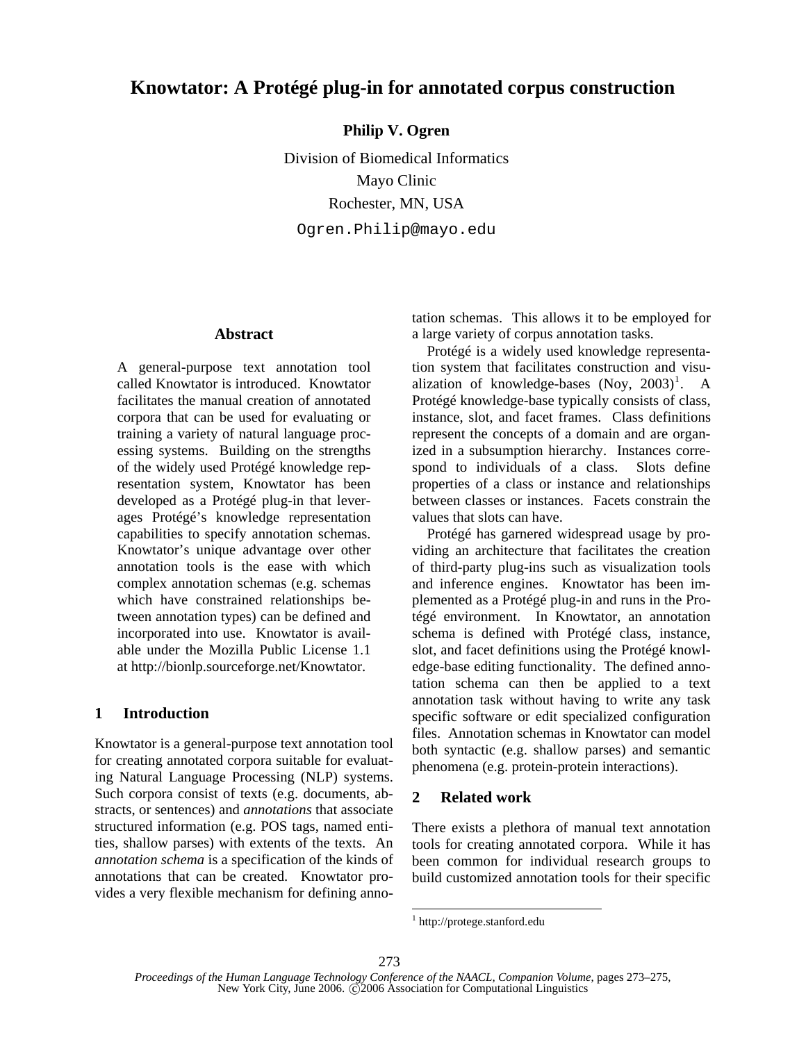# Knowtator: A Protégé plug-in for annotated corpus construction

**Philip V. Ogren**

Division of Biomedical Informatics
Mayo Clinic
Rochester, MN, USA
Ogren.Philip@mayo.edu

## Abstract

A general-purpose text annotation tool called Knowtator is introduced. Knowtator facilitates the manual creation of annotated corpora that can be used for evaluating or training a variety of natural language processing systems. Building on the strengths of the widely used Protégé knowledge representation system, Knowtator has been developed as a Protégé plug-in that leverages Protégé's knowledge representation capabilities to specify annotation schemas. Knowtator's unique advantage over other annotation tools is the ease with which complex annotation schemas (e.g. schemas which have constrained relationships between annotation types) can be defined and incorporated into use. Knowtator is available under the Mozilla Public License 1.1 at http://bionlp.sourceforge.net/Knowtator.

## 1 Introduction

Knowtator is a general-purpose text annotation tool for creating annotated corpora suitable for evaluating Natural Language Processing (NLP) systems. Such corpora consist of texts (e.g. documents, abstracts, or sentences) and *annotations* that associate structured information (e.g. POS tags, named entities, shallow parses) with extents of the texts. An *annotation schema* is a specification of the kinds of annotations that can be created. Knowtator provides a very flexible mechanism for defining annotation schemas. This allows it to be employed for a large variety of corpus annotation tasks.

Protégé is a widely used knowledge representation system that facilitates construction and visualization of knowledge-bases (Noy, 2003)[1]. A Protégé knowledge-base typically consists of class, instance, slot, and facet frames. Class definitions represent the concepts of a domain and are organized in a subsumption hierarchy. Instances correspond to individuals of a class. Slots define properties of a class or instance and relationships between classes or instances. Facets constrain the values that slots can have.

Protégé has garnered widespread usage by providing an architecture that facilitates the creation of third-party plug-ins such as visualization tools and inference engines. Knowtator has been implemented as a Protégé plug-in and runs in the Protégé environment. In Knowtator, an annotation schema is defined with Protégé class, instance, slot, and facet definitions using the Protégé knowledge-base editing functionality. The defined annotation schema can then be applied to a text annotation task without having to write any task specific software or edit specialized configuration files. Annotation schemas in Knowtator can model both syntactic (e.g. shallow parses) and semantic phenomena (e.g. protein-protein interactions).

## 2 Related work

There exists a plethora of manual text annotation tools for creating annotated corpora. While it has been common for individual research groups to build customized annotation tools for their specific

[1] http://protege.stanford.edu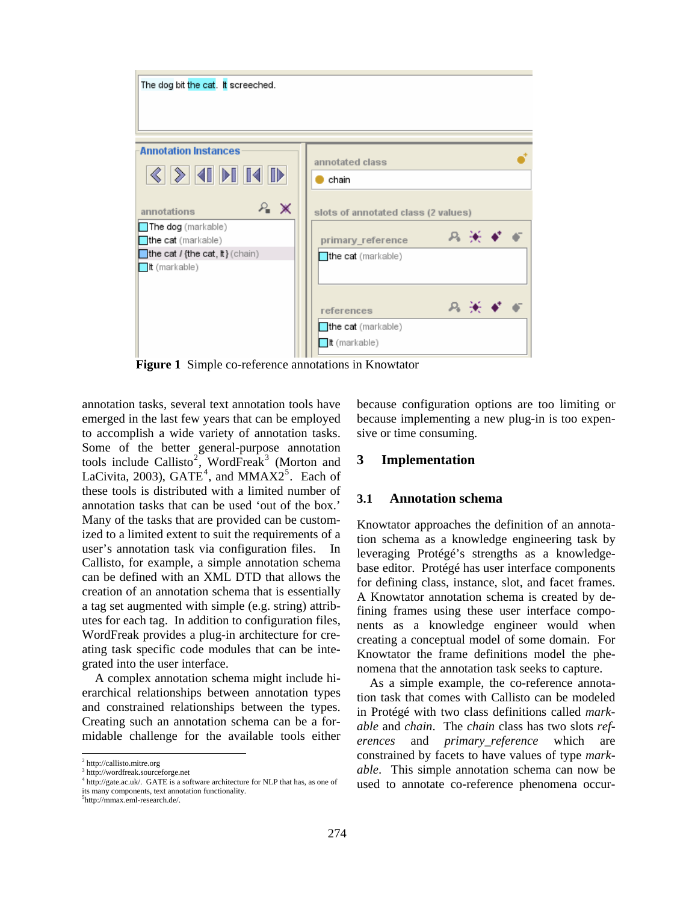**Figure 1** Simple co-reference annotations in Knowtator

annotation tasks, several text annotation tools have emerged in the last few years that can be employed to accomplish a wide variety of annotation tasks. Some of the better general-purpose annotation tools include Callisto[2], WordFreak[3] (Morton and LaCivita, 2003), GATE[4], and MMAX2[5]. Each of these tools is distributed with a limited number of annotation tasks that can be used 'out of the box.' Many of the tasks that are provided can be customized to a limited extent to suit the requirements of a user's annotation task via configuration files. In Callisto, for example, a simple annotation schema can be defined with an XML DTD that allows the creation of an annotation schema that is essentially a tag set augmented with simple (e.g. string) attributes for each tag. In addition to configuration files, WordFreak provides a plug-in architecture for creating task specific code modules that can be integrated into the user interface.

A complex annotation schema might include hierarchical relationships between annotation types and constrained relationships between the types. Creating such an annotation schema can be a formidable challenge for the available tools either because configuration options are too limiting or because implementing a new plug-in is too expensive or time consuming.

## 3 Implementation

### 3.1 Annotation schema

Knowtator approaches the definition of an annotation schema as a knowledge engineering task by leveraging Protégé's strengths as a knowledge-base editor. Protégé has user interface components for defining class, instance, slot, and facet frames. A Knowtator annotation schema is created by defining frames using these user interface components as a knowledge engineer would when creating a conceptual model of some domain. For Knowtator the frame definitions model the phenomena that the annotation task seeks to capture.

As a simple example, the co-reference annotation task that comes with Callisto can be modeled in Protégé with two class definitions called *markable* and *chain*. The *chain* class has two slots *references* and *primary_reference* which are constrained by facets to have values of type *markable*. This simple annotation schema can now be used to annotate co-reference phenomena occur-

[2] http://callisto.mitre.org
[3] http://wordfreak.sourceforge.net
[4] http://gate.ac.uk/. GATE is a software architecture for NLP that has, as one of its many components, text annotation functionality.
[5] http://mmax.eml-research.de/.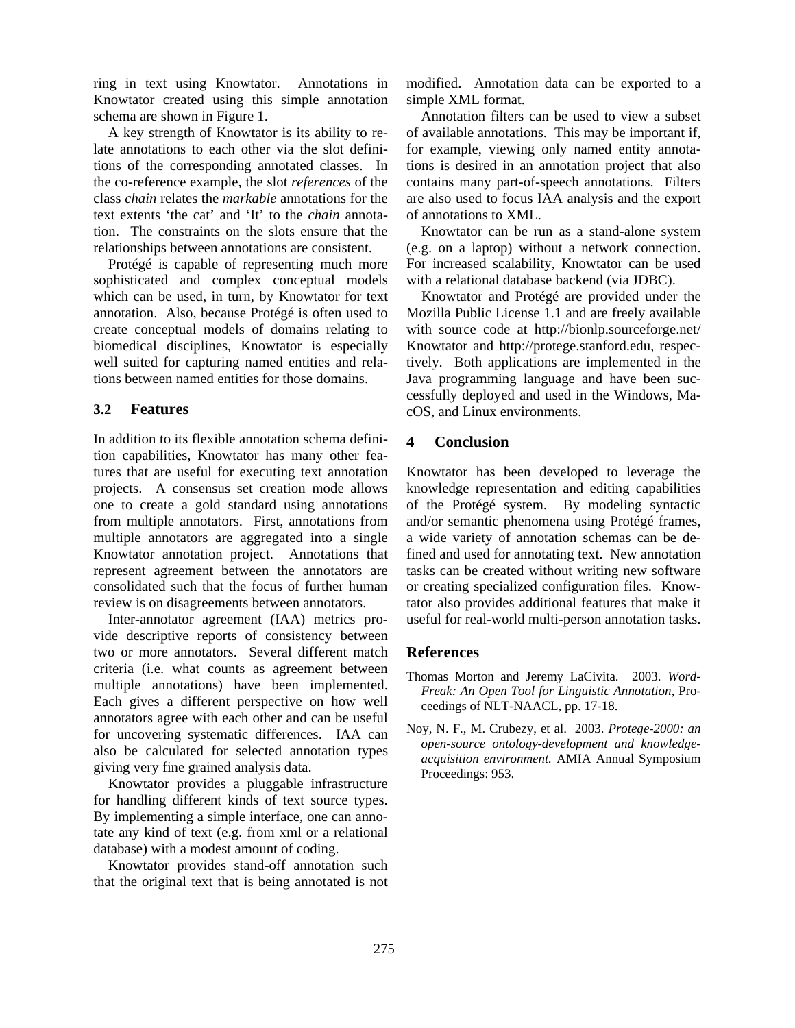ring in text using Knowtator. Annotations in Knowtator created using this simple annotation schema are shown in Figure 1.

A key strength of Knowtator is its ability to relate annotations to each other via the slot definitions of the corresponding annotated classes. In the co-reference example, the slot *references* of the class *chain* relates the *markable* annotations for the text extents 'the cat' and 'It' to the *chain* annotation. The constraints on the slots ensure that the relationships between annotations are consistent.

Protégé is capable of representing much more sophisticated and complex conceptual models which can be used, in turn, by Knowtator for text annotation. Also, because Protégé is often used to create conceptual models of domains relating to biomedical disciplines, Knowtator is especially well suited for capturing named entities and relations between named entities for those domains.

### 3.2 Features

In addition to its flexible annotation schema definition capabilities, Knowtator has many other features that are useful for executing text annotation projects. A consensus set creation mode allows one to create a gold standard using annotations from multiple annotators. First, annotations from multiple annotators are aggregated into a single Knowtator annotation project. Annotations that represent agreement between the annotators are consolidated such that the focus of further human review is on disagreements between annotators.

Inter-annotator agreement (IAA) metrics provide descriptive reports of consistency between two or more annotators. Several different match criteria (i.e. what counts as agreement between multiple annotations) have been implemented. Each gives a different perspective on how well annotators agree with each other and can be useful for uncovering systematic differences. IAA can also be calculated for selected annotation types giving very fine grained analysis data.

Knowtator provides a pluggable infrastructure for handling different kinds of text source types. By implementing a simple interface, one can annotate any kind of text (e.g. from xml or a relational database) with a modest amount of coding.

Knowtator provides stand-off annotation such that the original text that is being annotated is not modified. Annotation data can be exported to a simple XML format.

Annotation filters can be used to view a subset of available annotations. This may be important if, for example, viewing only named entity annotations is desired in an annotation project that also contains many part-of-speech annotations. Filters are also used to focus IAA analysis and the export of annotations to XML.

Knowtator can be run as a stand-alone system (e.g. on a laptop) without a network connection. For increased scalability, Knowtator can be used with a relational database backend (via JDBC).

Knowtator and Protégé are provided under the Mozilla Public License 1.1 and are freely available with source code at http://bionlp.sourceforge.net/Knowtator and http://protege.stanford.edu, respectively. Both applications are implemented in the Java programming language and have been successfully deployed and used in the Windows, MacOS, and Linux environments.

## 4 Conclusion

Knowtator has been developed to leverage the knowledge representation and editing capabilities of the Protégé system. By modeling syntactic and/or semantic phenomena using Protégé frames, a wide variety of annotation schemas can be defined and used for annotating text. New annotation tasks can be created without writing new software or creating specialized configuration files. Knowtator also provides additional features that make it useful for real-world multi-person annotation tasks.

## References

Thomas Morton and Jeremy LaCivita. 2003. *WordFreak: An Open Tool for Linguistic Annotation*, Proceedings of NLT-NAACL, pp. 17-18.

Noy, N. F., M. Crubezy, et al. 2003. *Protege-2000: an open-source ontology-development and knowledge-acquisition environment.* AMIA Annual Symposium Proceedings: 953.